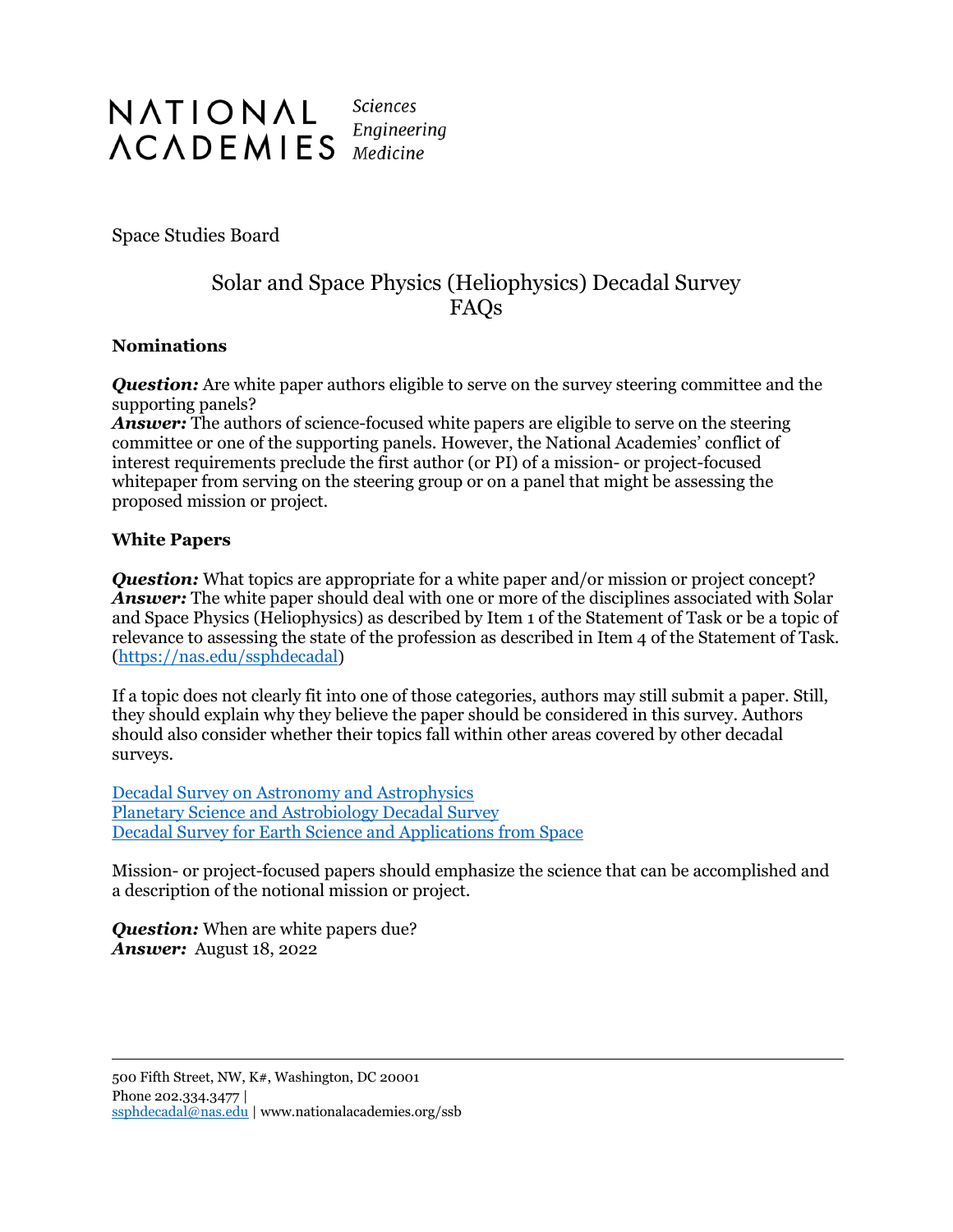NATIONAL ACADEMIES *Sciences Engineering Medicine*

Space Studies Board

# Solar and Space Physics (Heliophysics) Decadal Survey FAQs

## Nominations

***Question:*** Are white paper authors eligible to serve on the survey steering committee and the supporting panels?
***Answer:*** The authors of science-focused white papers are eligible to serve on the steering committee or one of the supporting panels. However, the National Academies' conflict of interest requirements preclude the first author (or PI) of a mission- or project-focused whitepaper from serving on the steering group or on a panel that might be assessing the proposed mission or project.

## White Papers

***Question:*** What topics are appropriate for a white paper and/or mission or project concept?
***Answer:*** The white paper should deal with one or more of the disciplines associated with Solar and Space Physics (Heliophysics) as described by Item 1 of the Statement of Task or be a topic of relevance to assessing the state of the profession as described in Item 4 of the Statement of Task. (https://nas.edu/ssphdecadal)

If a topic does not clearly fit into one of those categories, authors may still submit a paper. Still, they should explain why they believe the paper should be considered in this survey. Authors should also consider whether their topics fall within other areas covered by other decadal surveys.

Decadal Survey on Astronomy and Astrophysics
Planetary Science and Astrobiology Decadal Survey
Decadal Survey for Earth Science and Applications from Space

Mission- or project-focused papers should emphasize the science that can be accomplished and a description of the notional mission or project.

***Question:*** When are white papers due?
***Answer:*** August 18, 2022

500 Fifth Street, NW, K#, Washington, DC 20001
Phone 202.334.3477 |
ssphdecadal@nas.edu | www.nationalacademies.org/ssb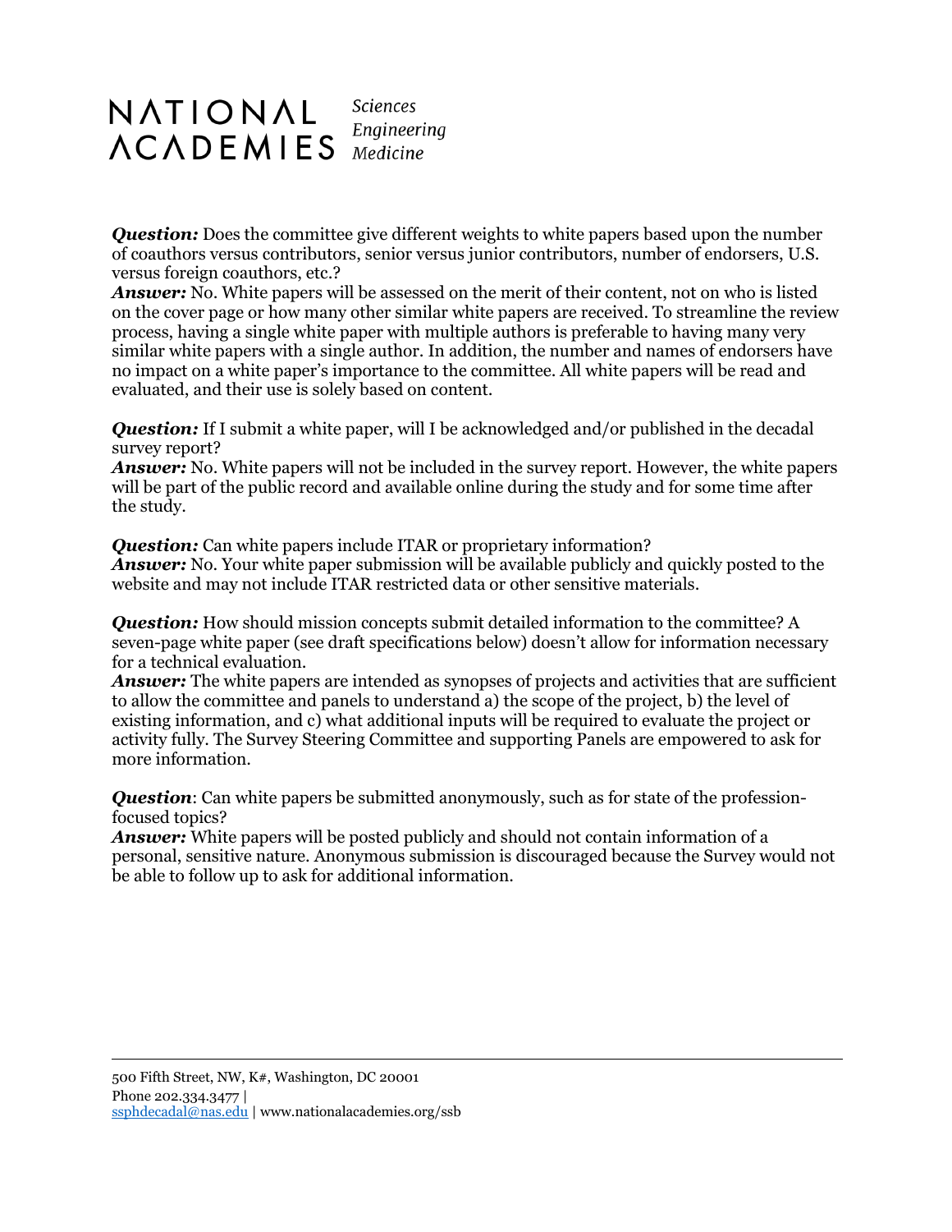***Question:*** Does the committee give different weights to white papers based upon the number of coauthors versus contributors, senior versus junior contributors, number of endorsers, U.S. versus foreign coauthors, etc.?
***Answer:*** No. White papers will be assessed on the merit of their content, not on who is listed on the cover page or how many other similar white papers are received. To streamline the review process, having a single white paper with multiple authors is preferable to having many very similar white papers with a single author. In addition, the number and names of endorsers have no impact on a white paper's importance to the committee. All white papers will be read and evaluated, and their use is solely based on content.

***Question:*** If I submit a white paper, will I be acknowledged and/or published in the decadal survey report?
***Answer:*** No. White papers will not be included in the survey report. However, the white papers will be part of the public record and available online during the study and for some time after the study.

***Question:*** Can white papers include ITAR or proprietary information?
***Answer:*** No. Your white paper submission will be available publicly and quickly posted to the website and may not include ITAR restricted data or other sensitive materials.

***Question:*** How should mission concepts submit detailed information to the committee? A seven-page white paper (see draft specifications below) doesn't allow for information necessary for a technical evaluation.
***Answer:*** The white papers are intended as synopses of projects and activities that are sufficient to allow the committee and panels to understand a) the scope of the project, b) the level of existing information, and c) what additional inputs will be required to evaluate the project or activity fully. The Survey Steering Committee and supporting Panels are empowered to ask for more information.

***Question***: Can white papers be submitted anonymously, such as for state of the profession-focused topics?
***Answer:*** White papers will be posted publicly and should not contain information of a personal, sensitive nature. Anonymous submission is discouraged because the Survey would not be able to follow up to ask for additional information.

500 Fifth Street, NW, K#, Washington, DC 20001
Phone 202.334.3477 |
ssphdecadal@nas.edu | www.nationalacademies.org/ssb